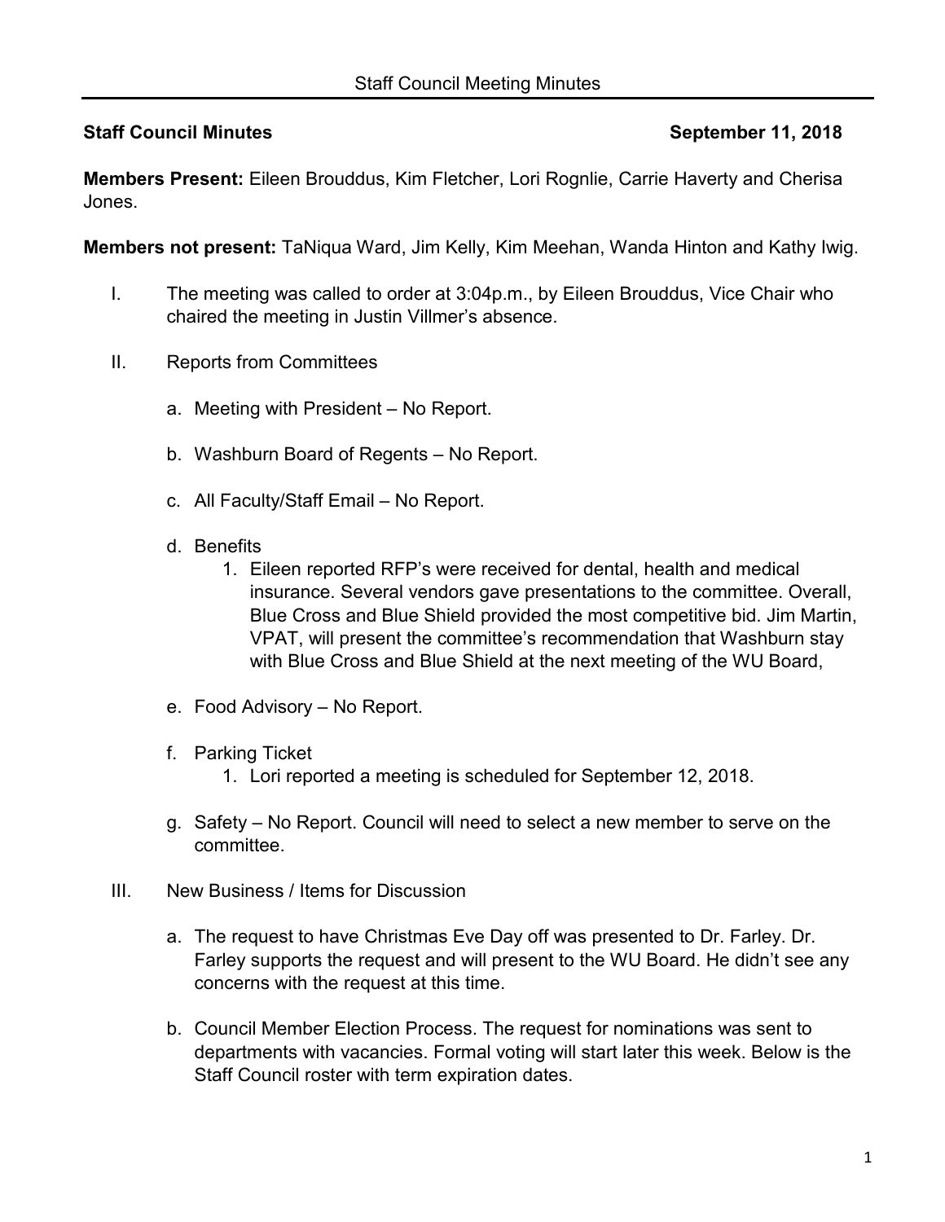**Staff Council Minutes** **September 11, 2018**

**Members Present:** Eileen Brouddus, Kim Fletcher, Lori Rognlie, Carrie Haverty and Cherisa Jones.

**Members not present:** TaNiqua Ward, Jim Kelly, Kim Meehan, Wanda Hinton and Kathy Iwig.

I. The meeting was called to order at 3:04p.m., by Eileen Brouddus, Vice Chair who chaired the meeting in Justin Villmer's absence.

II. Reports from Committees

   a. Meeting with President – No Report.

   b. Washburn Board of Regents – No Report.

   c. All Faculty/Staff Email – No Report.

   d. Benefits
      1. Eileen reported RFP's were received for dental, health and medical insurance. Several vendors gave presentations to the committee. Overall, Blue Cross and Blue Shield provided the most competitive bid. Jim Martin, VPAT, will present the committee's recommendation that Washburn stay with Blue Cross and Blue Shield at the next meeting of the WU Board,

   e. Food Advisory – No Report.

   f. Parking Ticket
      1. Lori reported a meeting is scheduled for September 12, 2018.

   g. Safety – No Report. Council will need to select a new member to serve on the committee.

III. New Business / Items for Discussion

   a. The request to have Christmas Eve Day off was presented to Dr. Farley. Dr. Farley supports the request and will present to the WU Board. He didn't see any concerns with the request at this time.

   b. Council Member Election Process. The request for nominations was sent to departments with vacancies. Formal voting will start later this week. Below is the Staff Council roster with term expiration dates.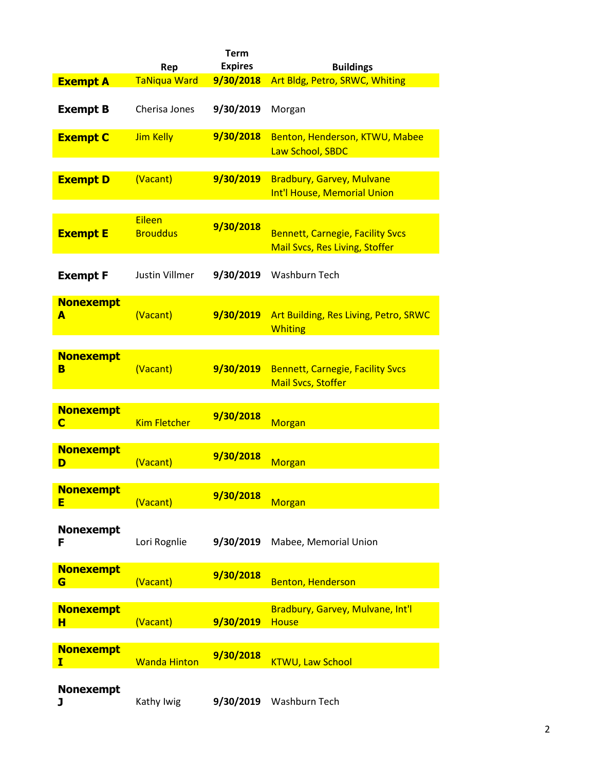| | Rep | Term Expires | Buildings |
|---|---|---|---|
| **Exempt A** | TaNiqua Ward | **9/30/2018** | Art Bldg, Petro, SRWC, Whiting |
| **Exempt B** | Cherisa Jones | **9/30/2019** | Morgan |
| **Exempt C** | Jim Kelly | **9/30/2018** | Benton, Henderson, KTWU, Mabee Law School, SBDC |
| **Exempt D** | (Vacant) | **9/30/2019** | Bradbury, Garvey, Mulvane Int'l House, Memorial Union |
| **Exempt E** | Eileen Brouddus | **9/30/2018** | Bennett, Carnegie, Facility Svcs Mail Svcs, Res Living, Stoffer |
| **Exempt F** | Justin Villmer | **9/30/2019** | Washburn Tech |
| **Nonexempt A** | (Vacant) | **9/30/2019** | Art Building, Res Living, Petro, SRWC Whiting |
| **Nonexempt B** | (Vacant) | **9/30/2019** | Bennett, Carnegie, Facility Svcs Mail Svcs, Stoffer |
| **Nonexempt C** | Kim Fletcher | **9/30/2018** | Morgan |
| **Nonexempt D** | (Vacant) | **9/30/2018** | Morgan |
| **Nonexempt E** | (Vacant) | **9/30/2018** | Morgan |
| **Nonexempt F** | Lori Rognlie | **9/30/2019** | Mabee, Memorial Union |
| **Nonexempt G** | (Vacant) | **9/30/2018** | Benton, Henderson |
| **Nonexempt H** | (Vacant) | **9/30/2019** | Bradbury, Garvey, Mulvane, Int'l House |
| **Nonexempt I** | Wanda Hinton | **9/30/2018** | KTWU, Law School |
| **Nonexempt J** | Kathy Iwig | **9/30/2019** | Washburn Tech |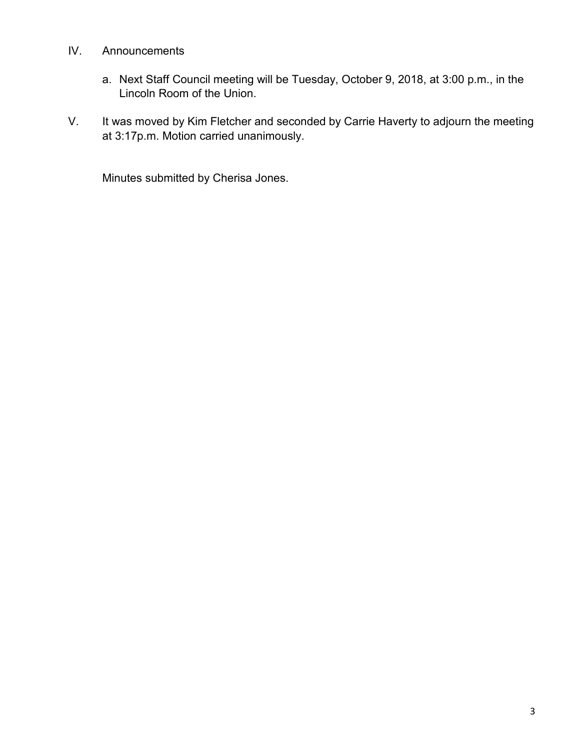IV. Announcements

a. Next Staff Council meeting will be Tuesday, October 9, 2018, at 3:00 p.m., in the Lincoln Room of the Union.

V. It was moved by Kim Fletcher and seconded by Carrie Haverty to adjourn the meeting at 3:17p.m. Motion carried unanimously.

Minutes submitted by Cherisa Jones.